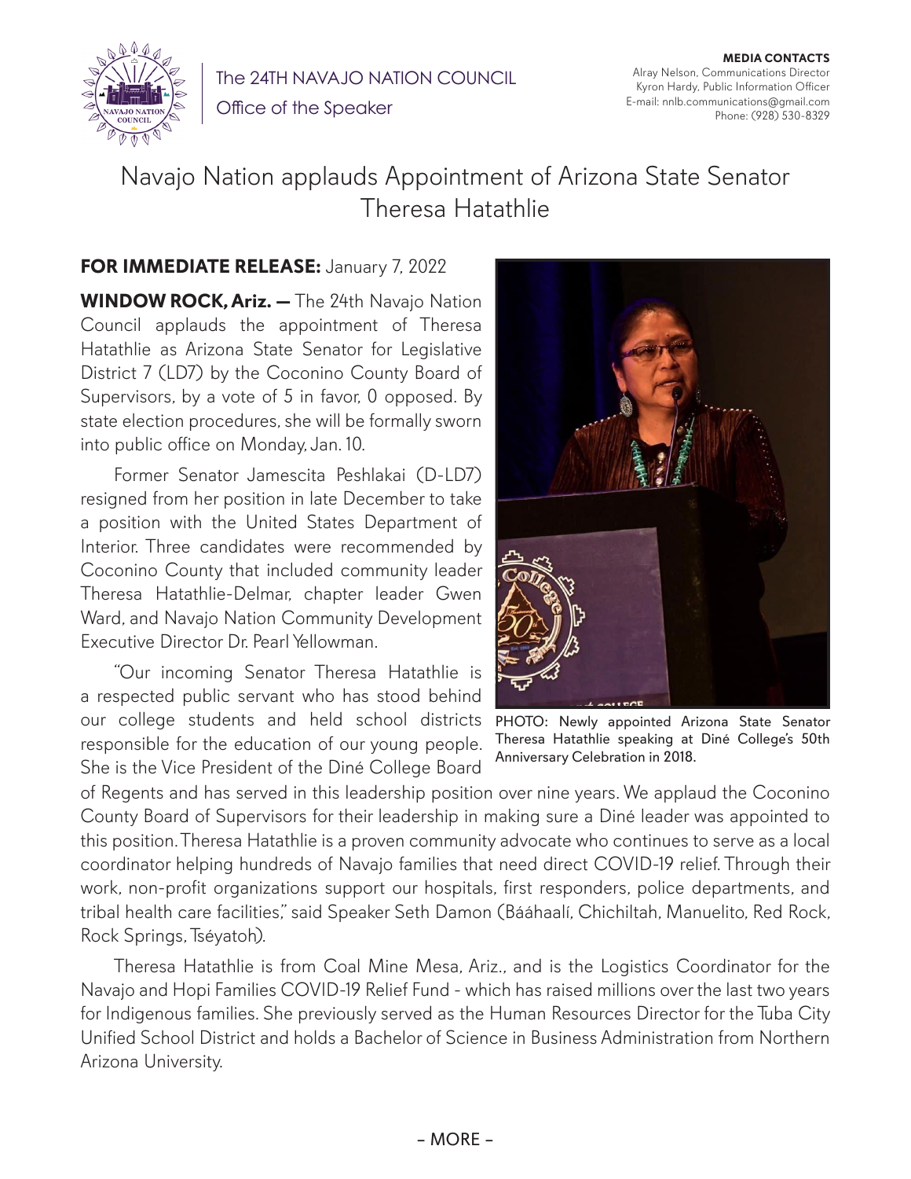The 24TH NAVAJO NATION COUNCIL
Office of the Speaker

**MEDIA CONTACTS**
Alray Nelson, Communications Director
Kyron Hardy, Public Information Officer
E-mail: nnlb.communications@gmail.com
Phone: (928) 530-8329

# Navajo Nation applauds Appointment of Arizona State Senator Theresa Hatathlie

**FOR IMMEDIATE RELEASE:** January 7, 2022

**WINDOW ROCK, Ariz. —** The 24th Navajo Nation Council applauds the appointment of Theresa Hatathlie as Arizona State Senator for Legislative District 7 (LD7) by the Coconino County Board of Supervisors, by a vote of 5 in favor, 0 opposed. By state election procedures, she will be formally sworn into public office on Monday, Jan. 10.

Former Senator Jamescita Peshlakai (D-LD7) resigned from her position in late December to take a position with the United States Department of Interior. Three candidates were recommended by Coconino County that included community leader Theresa Hatathlie-Delmar, chapter leader Gwen Ward, and Navajo Nation Community Development Executive Director Dr. Pearl Yellowman.

PHOTO: Newly appointed Arizona State Senator Theresa Hatathlie speaking at Diné College's 50th Anniversary Celebration in 2018.

"Our incoming Senator Theresa Hatathlie is a respected public servant who has stood behind our college students and held school districts responsible for the education of our young people. She is the Vice President of the Diné College Board of Regents and has served in this leadership position over nine years. We applaud the Coconino County Board of Supervisors for their leadership in making sure a Diné leader was appointed to this position. Theresa Hatathlie is a proven community advocate who continues to serve as a local coordinator helping hundreds of Navajo families that need direct COVID-19 relief. Through their work, non-profit organizations support our hospitals, first responders, police departments, and tribal health care facilities," said Speaker Seth Damon (Bááhaalí, Chichiltah, Manuelito, Red Rock, Rock Springs, Tséyatoh).

Theresa Hatathlie is from Coal Mine Mesa, Ariz., and is the Logistics Coordinator for the Navajo and Hopi Families COVID-19 Relief Fund - which has raised millions over the last two years for Indigenous families. She previously served as the Human Resources Director for the Tuba City Unified School District and holds a Bachelor of Science in Business Administration from Northern Arizona University.

– MORE –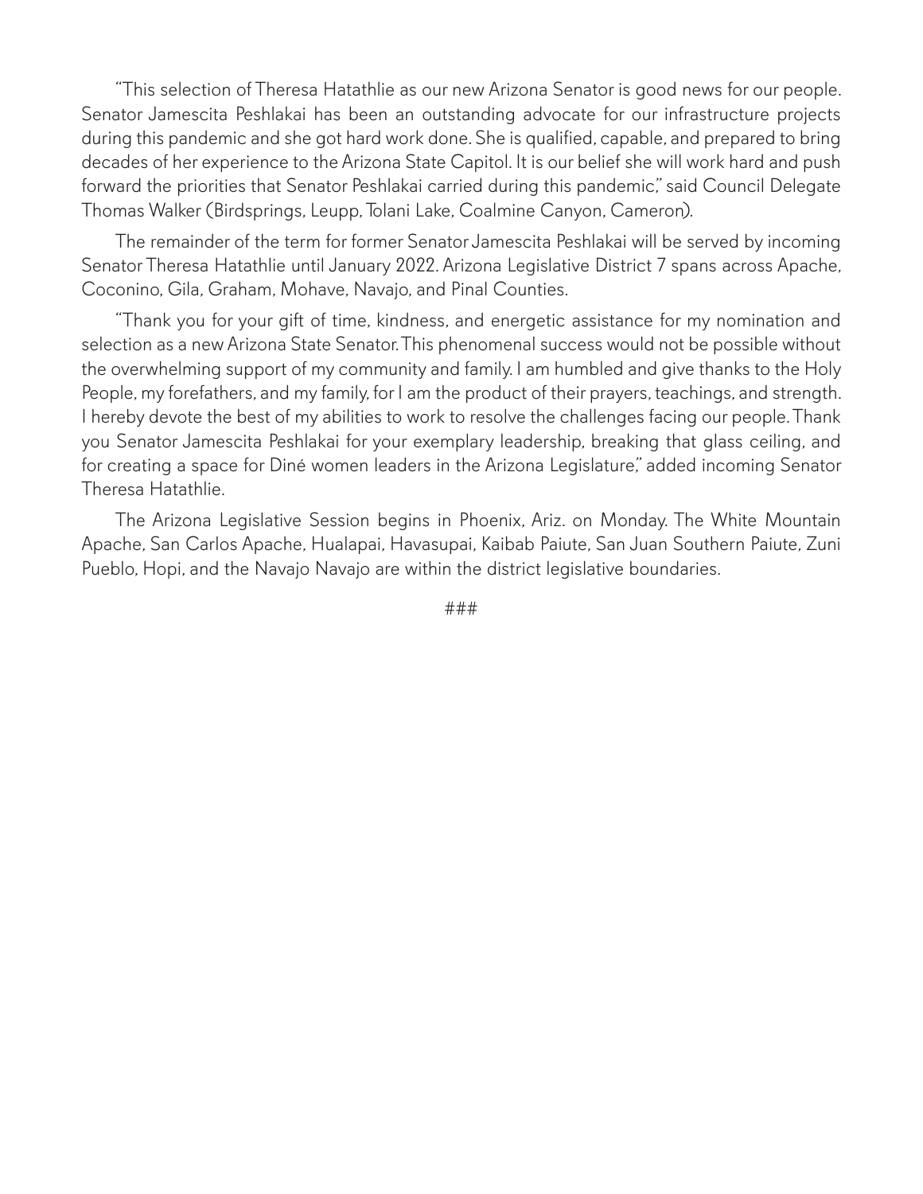"This selection of Theresa Hatathlie as our new Arizona Senator is good news for our people. Senator Jamescita Peshlakai has been an outstanding advocate for our infrastructure projects during this pandemic and she got hard work done. She is qualified, capable, and prepared to bring decades of her experience to the Arizona State Capitol. It is our belief she will work hard and push forward the priorities that Senator Peshlakai carried during this pandemic," said Council Delegate Thomas Walker (Birdsprings, Leupp, Tolani Lake, Coalmine Canyon, Cameron).

The remainder of the term for former Senator Jamescita Peshlakai will be served by incoming Senator Theresa Hatathlie until January 2022. Arizona Legislative District 7 spans across Apache, Coconino, Gila, Graham, Mohave, Navajo, and Pinal Counties.

"Thank you for your gift of time, kindness, and energetic assistance for my nomination and selection as a new Arizona State Senator. This phenomenal success would not be possible without the overwhelming support of my community and family. I am humbled and give thanks to the Holy People, my forefathers, and my family, for I am the product of their prayers, teachings, and strength. I hereby devote the best of my abilities to work to resolve the challenges facing our people. Thank you Senator Jamescita Peshlakai for your exemplary leadership, breaking that glass ceiling, and for creating a space for Diné women leaders in the Arizona Legislature," added incoming Senator Theresa Hatathlie.

The Arizona Legislative Session begins in Phoenix, Ariz. on Monday. The White Mountain Apache, San Carlos Apache, Hualapai, Havasupai, Kaibab Paiute, San Juan Southern Paiute, Zuni Pueblo, Hopi, and the Navajo Navajo are within the district legislative boundaries.

###